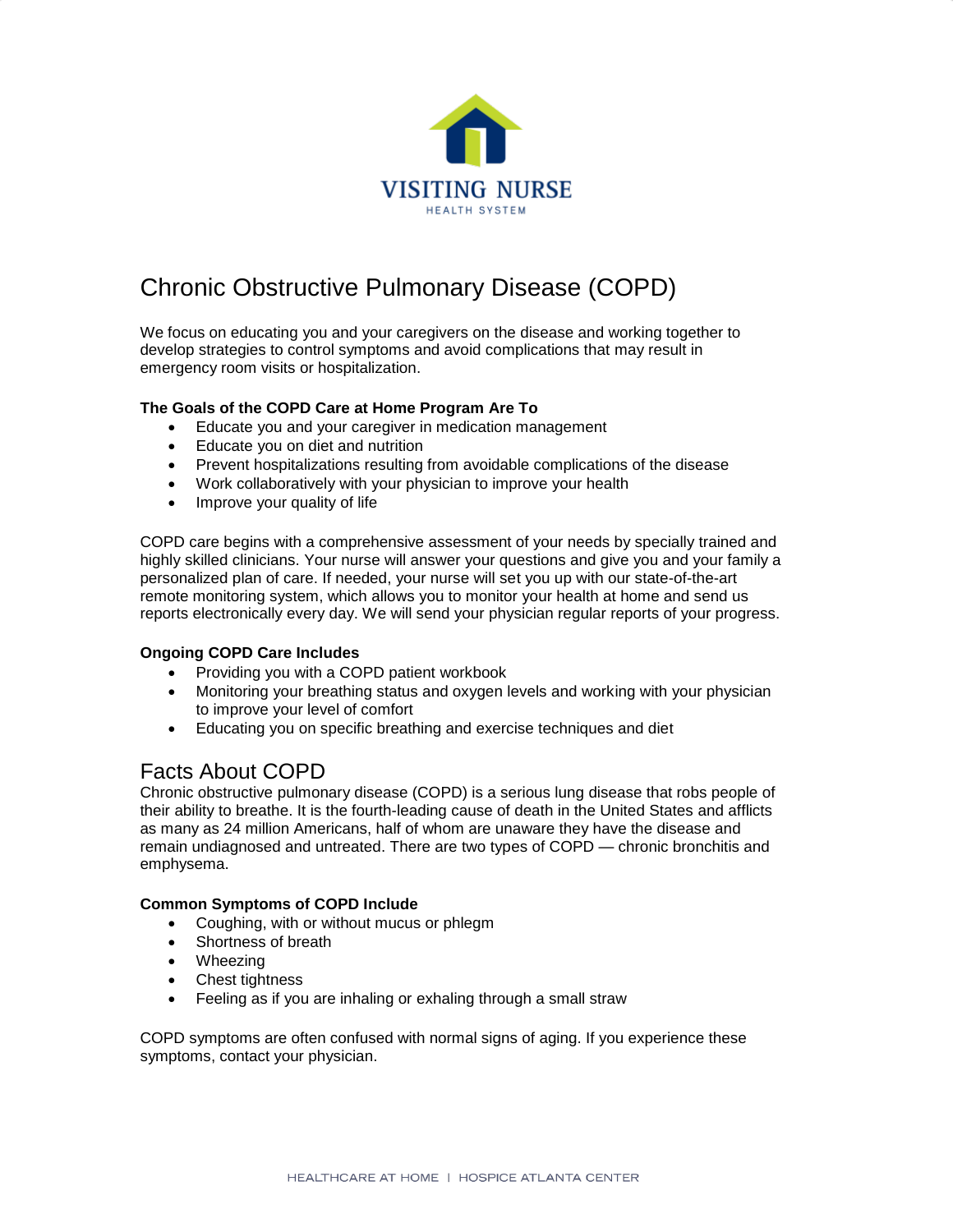VISITING NURSE
HEALTH SYSTEM

# Chronic Obstructive Pulmonary Disease (COPD)

We focus on educating you and your caregivers on the disease and working together to develop strategies to control symptoms and avoid complications that may result in emergency room visits or hospitalization.

**The Goals of the COPD Care at Home Program Are To**

- Educate you and your caregiver in medication management
- Educate you on diet and nutrition
- Prevent hospitalizations resulting from avoidable complications of the disease
- Work collaboratively with your physician to improve your health
- Improve your quality of life

COPD care begins with a comprehensive assessment of your needs by specially trained and highly skilled clinicians. Your nurse will answer your questions and give you and your family a personalized plan of care. If needed, your nurse will set you up with our state-of-the-art remote monitoring system, which allows you to monitor your health at home and send us reports electronically every day. We will send your physician regular reports of your progress.

**Ongoing COPD Care Includes**

- Providing you with a COPD patient workbook
- Monitoring your breathing status and oxygen levels and working with your physician to improve your level of comfort
- Educating you on specific breathing and exercise techniques and diet

## Facts About COPD

Chronic obstructive pulmonary disease (COPD) is a serious lung disease that robs people of their ability to breathe. It is the fourth-leading cause of death in the United States and afflicts as many as 24 million Americans, half of whom are unaware they have the disease and remain undiagnosed and untreated. There are two types of COPD — chronic bronchitis and emphysema.

**Common Symptoms of COPD Include**

- Coughing, with or without mucus or phlegm
- Shortness of breath
- Wheezing
- Chest tightness
- Feeling as if you are inhaling or exhaling through a small straw

COPD symptoms are often confused with normal signs of aging. If you experience these symptoms, contact your physician.

HEALTHCARE AT HOME | HOSPICE ATLANTA CENTER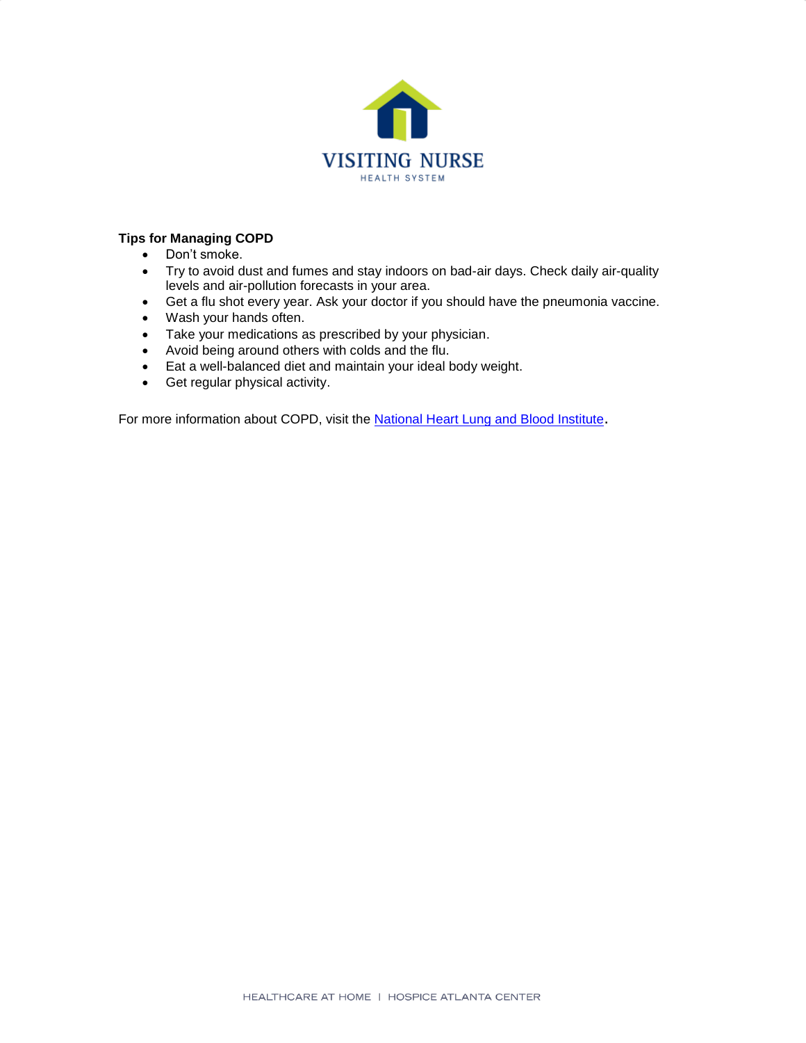**Tips for Managing COPD**

- Don't smoke.
- Try to avoid dust and fumes and stay indoors on bad-air days. Check daily air-quality levels and air-pollution forecasts in your area.
- Get a flu shot every year. Ask your doctor if you should have the pneumonia vaccine.
- Wash your hands often.
- Take your medications as prescribed by your physician.
- Avoid being around others with colds and the flu.
- Eat a well-balanced diet and maintain your ideal body weight.
- Get regular physical activity.

For more information about COPD, visit the National Heart Lung and Blood Institute.